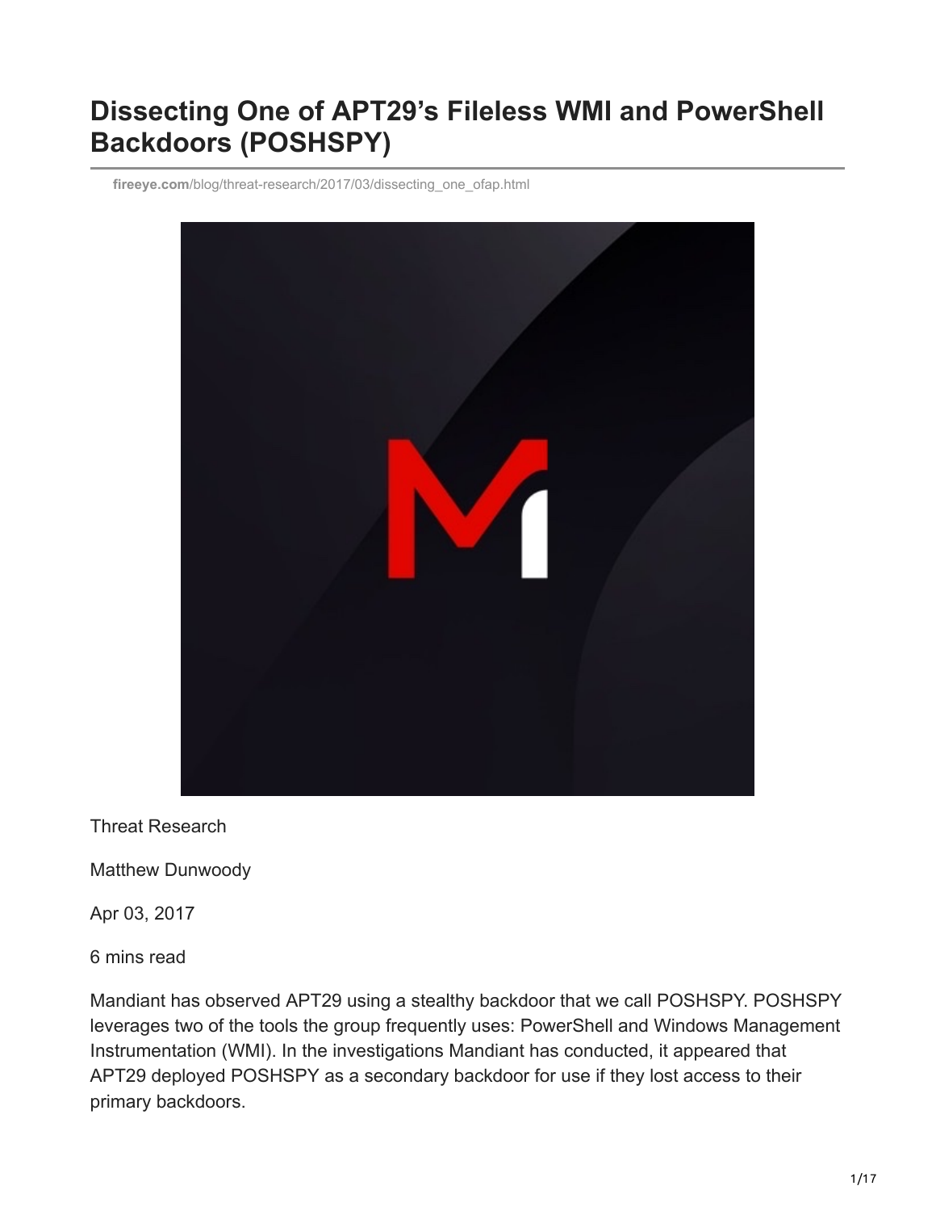# Dissecting One of APT29's Fileless WMI and PowerShell Backdoors (POSHSPY)

fireeye.com/blog/threat-research/2017/03/dissecting_one_ofap.html

Threat Research

Matthew Dunwoody

Apr 03, 2017

6 mins read

Mandiant has observed APT29 using a stealthy backdoor that we call POSHSPY. POSHSPY leverages two of the tools the group frequently uses: PowerShell and Windows Management Instrumentation (WMI). In the investigations Mandiant has conducted, it appeared that APT29 deployed POSHSPY as a secondary backdoor for use if they lost access to their primary backdoors.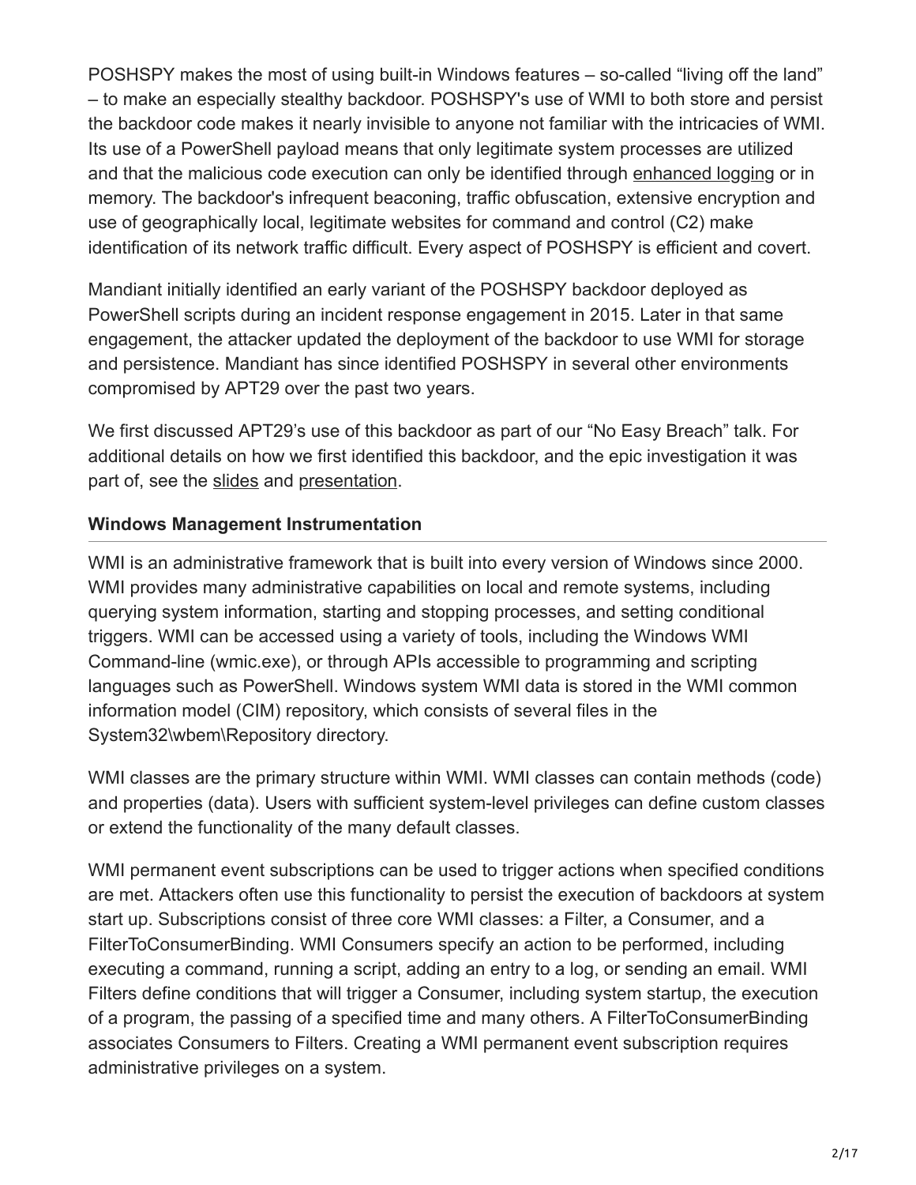POSHSPY makes the most of using built-in Windows features – so-called "living off the land" – to make an especially stealthy backdoor. POSHSPY's use of WMI to both store and persist the backdoor code makes it nearly invisible to anyone not familiar with the intricacies of WMI. Its use of a PowerShell payload means that only legitimate system processes are utilized and that the malicious code execution can only be identified through enhanced logging or in memory. The backdoor's infrequent beaconing, traffic obfuscation, extensive encryption and use of geographically local, legitimate websites for command and control (C2) make identification of its network traffic difficult. Every aspect of POSHSPY is efficient and covert.

Mandiant initially identified an early variant of the POSHSPY backdoor deployed as PowerShell scripts during an incident response engagement in 2015. Later in that same engagement, the attacker updated the deployment of the backdoor to use WMI for storage and persistence. Mandiant has since identified POSHSPY in several other environments compromised by APT29 over the past two years.

We first discussed APT29's use of this backdoor as part of our "No Easy Breach" talk. For additional details on how we first identified this backdoor, and the epic investigation it was part of, see the slides and presentation.

### Windows Management Instrumentation

WMI is an administrative framework that is built into every version of Windows since 2000. WMI provides many administrative capabilities on local and remote systems, including querying system information, starting and stopping processes, and setting conditional triggers. WMI can be accessed using a variety of tools, including the Windows WMI Command-line (wmic.exe), or through APIs accessible to programming and scripting languages such as PowerShell. Windows system WMI data is stored in the WMI common information model (CIM) repository, which consists of several files in the System32\wbem\Repository directory.

WMI classes are the primary structure within WMI. WMI classes can contain methods (code) and properties (data). Users with sufficient system-level privileges can define custom classes or extend the functionality of the many default classes.

WMI permanent event subscriptions can be used to trigger actions when specified conditions are met. Attackers often use this functionality to persist the execution of backdoors at system start up. Subscriptions consist of three core WMI classes: a Filter, a Consumer, and a FilterToConsumerBinding. WMI Consumers specify an action to be performed, including executing a command, running a script, adding an entry to a log, or sending an email. WMI Filters define conditions that will trigger a Consumer, including system startup, the execution of a program, the passing of a specified time and many others. A FilterToConsumerBinding associates Consumers to Filters. Creating a WMI permanent event subscription requires administrative privileges on a system.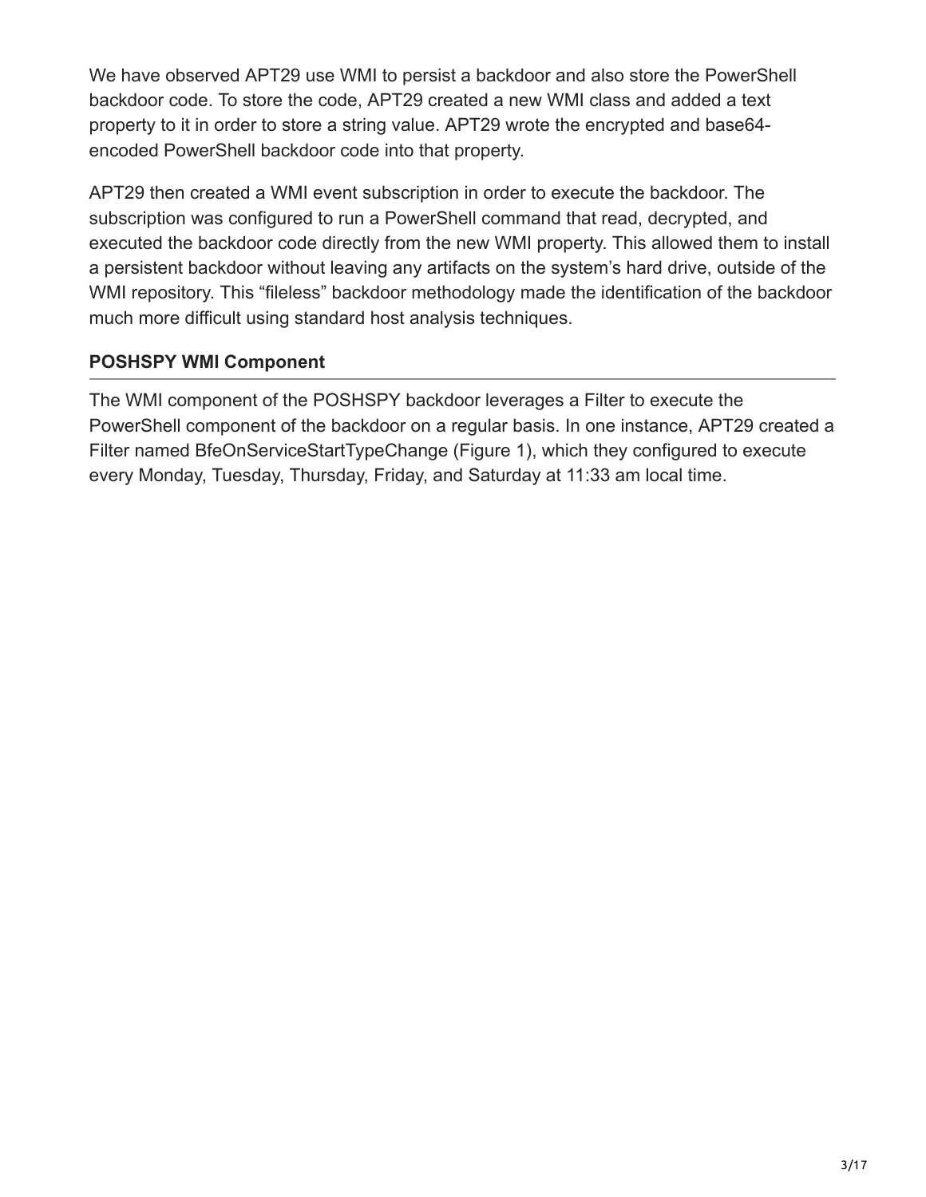We have observed APT29 use WMI to persist a backdoor and also store the PowerShell backdoor code. To store the code, APT29 created a new WMI class and added a text property to it in order to store a string value. APT29 wrote the encrypted and base64-encoded PowerShell backdoor code into that property.

APT29 then created a WMI event subscription in order to execute the backdoor. The subscription was configured to run a PowerShell command that read, decrypted, and executed the backdoor code directly from the new WMI property. This allowed them to install a persistent backdoor without leaving any artifacts on the system's hard drive, outside of the WMI repository. This "fileless" backdoor methodology made the identification of the backdoor much more difficult using standard host analysis techniques.

### POSHSPY WMI Component

The WMI component of the POSHSPY backdoor leverages a Filter to execute the PowerShell component of the backdoor on a regular basis. In one instance, APT29 created a Filter named BfeOnServiceStartTypeChange (Figure 1), which they configured to execute every Monday, Tuesday, Thursday, Friday, and Saturday at 11:33 am local time.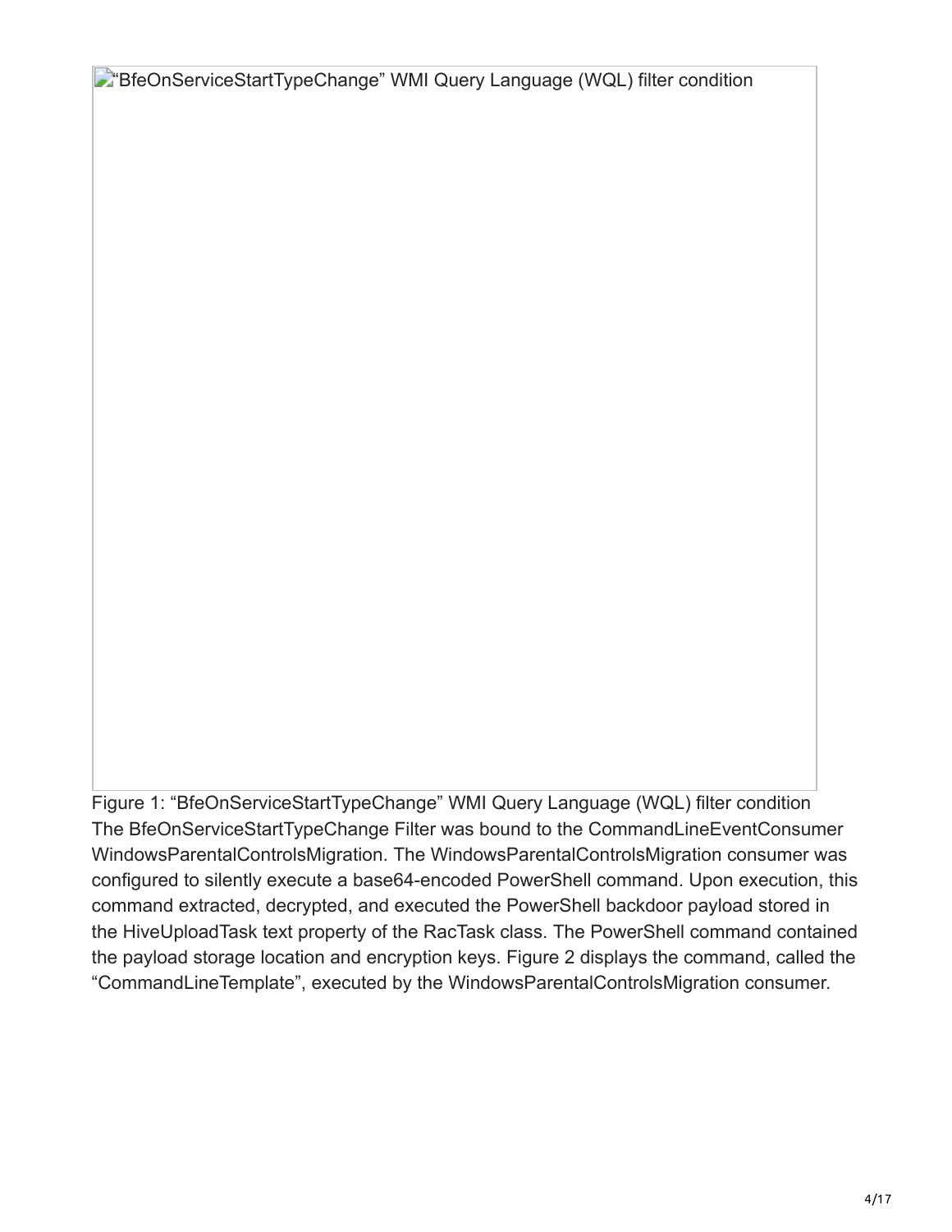"BfeOnServiceStartTypeChange" WMI Query Language (WQL) filter condition

Figure 1: "BfeOnServiceStartTypeChange" WMI Query Language (WQL) filter condition

The BfeOnServiceStartTypeChange Filter was bound to the CommandLineEventConsumer WindowsParentalControlsMigration. The WindowsParentalControlsMigration consumer was configured to silently execute a base64-encoded PowerShell command. Upon execution, this command extracted, decrypted, and executed the PowerShell backdoor payload stored in the HiveUploadTask text property of the RacTask class. The PowerShell command contained the payload storage location and encryption keys. Figure 2 displays the command, called the "CommandLineTemplate", executed by the WindowsParentalControlsMigration consumer.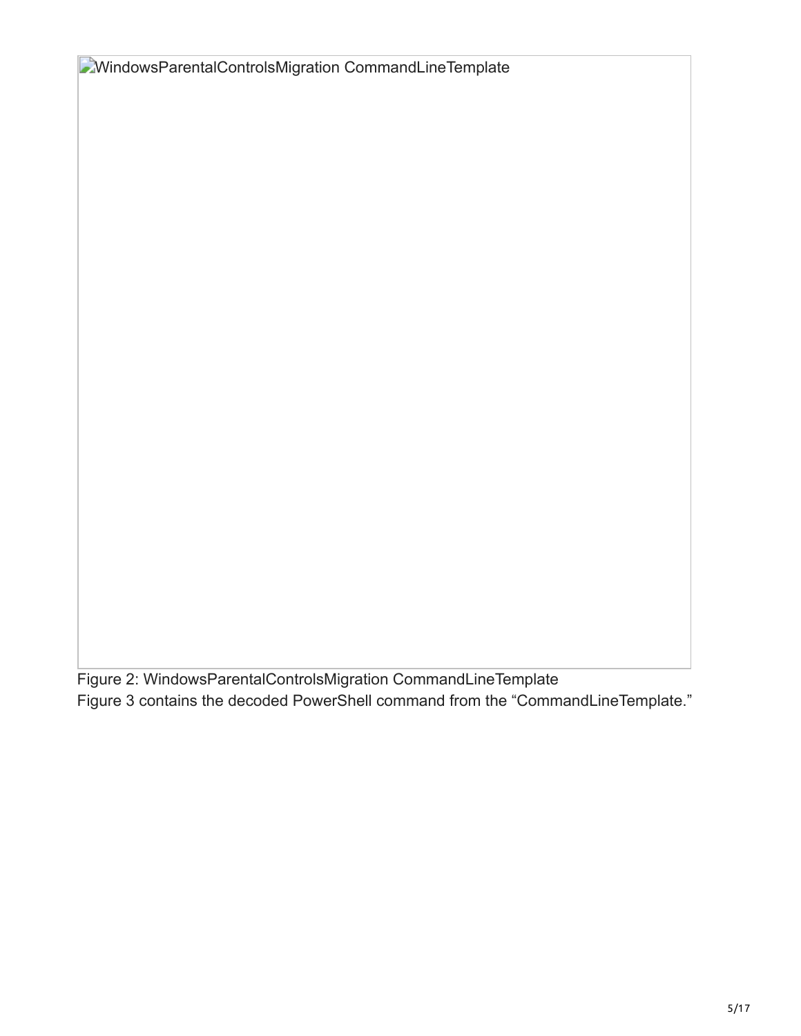WindowsParentalControlsMigration CommandLineTemplate

Figure 2: WindowsParentalControlsMigration CommandLineTemplate

Figure 3 contains the decoded PowerShell command from the “CommandLineTemplate.”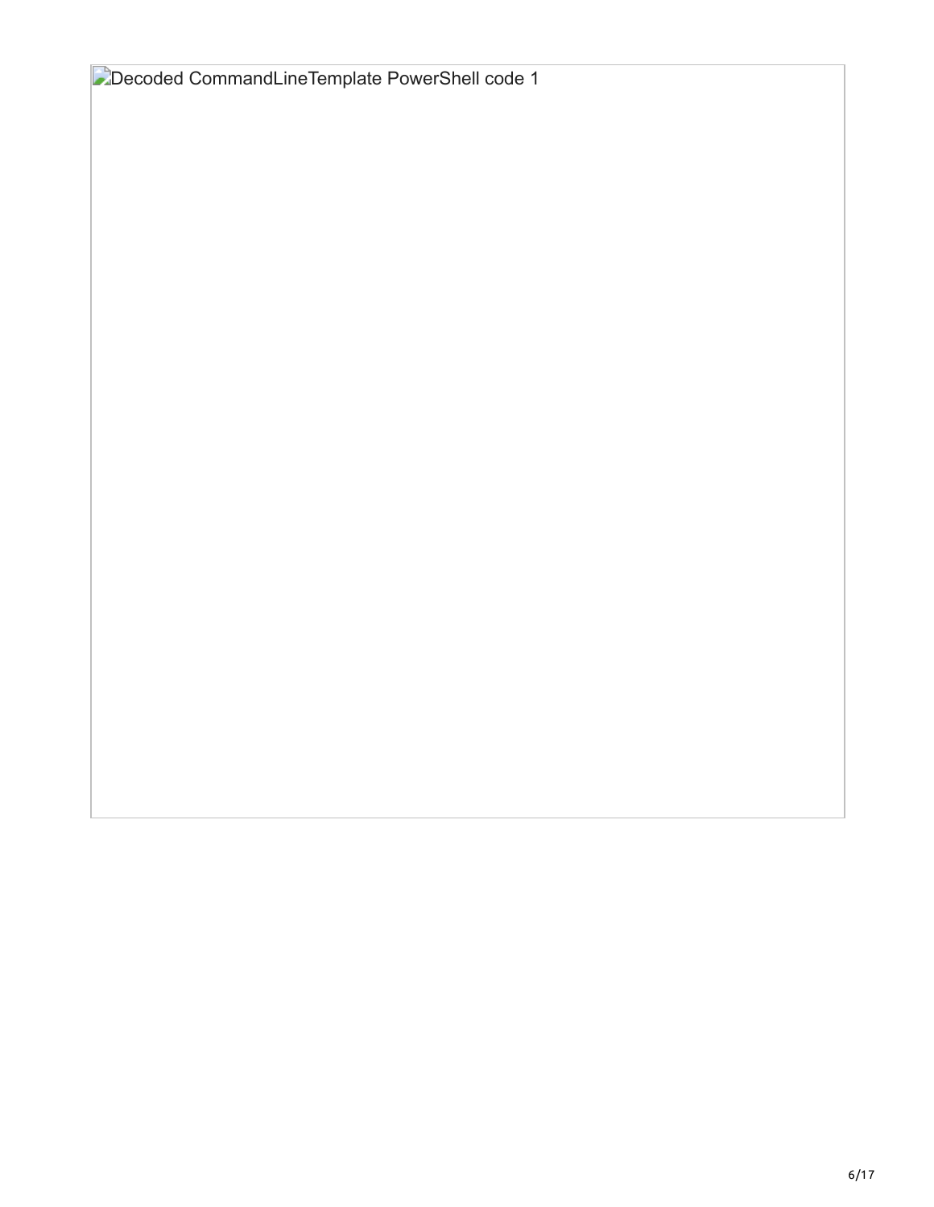Decoded CommandLineTemplate PowerShell code 1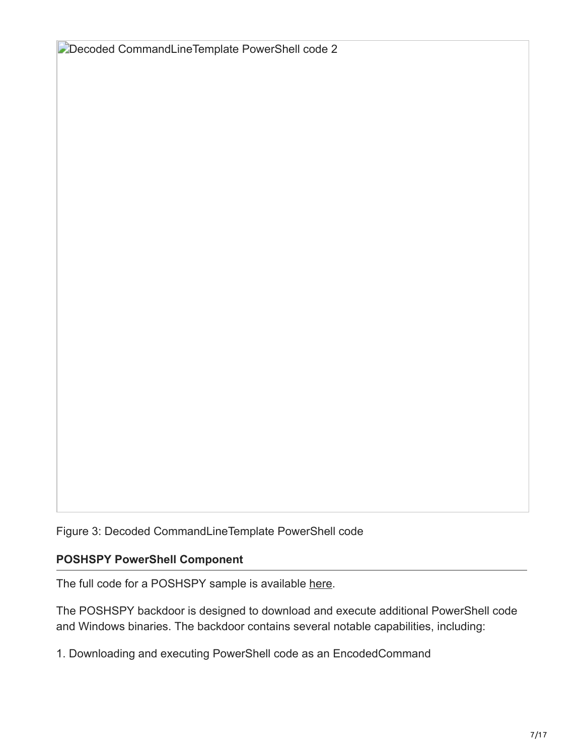Decoded CommandLineTemplate PowerShell code 2

Figure 3: Decoded CommandLineTemplate PowerShell code

**POSHSPY PowerShell Component**

The full code for a POSHSPY sample is available here.

The POSHSPY backdoor is designed to download and execute additional PowerShell code and Windows binaries. The backdoor contains several notable capabilities, including:

1. Downloading and executing PowerShell code as an EncodedCommand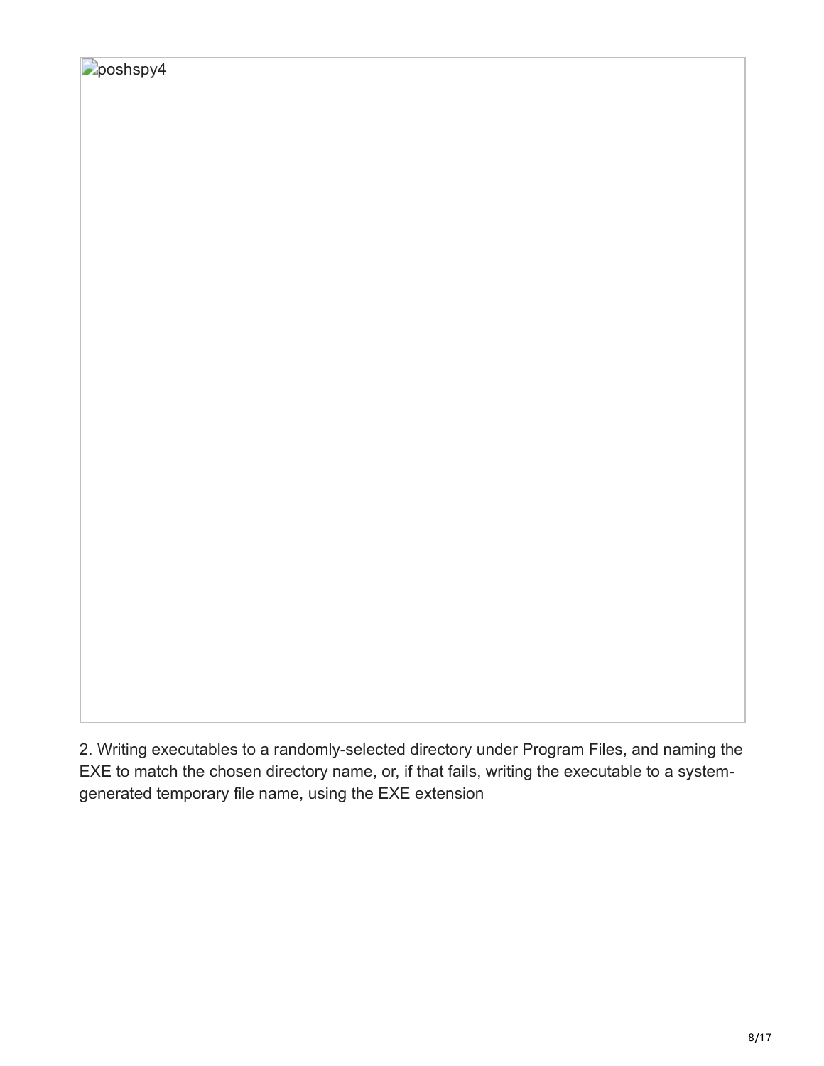poshspy4

2. Writing executables to a randomly-selected directory under Program Files, and naming the EXE to match the chosen directory name, or, if that fails, writing the executable to a system-generated temporary file name, using the EXE extension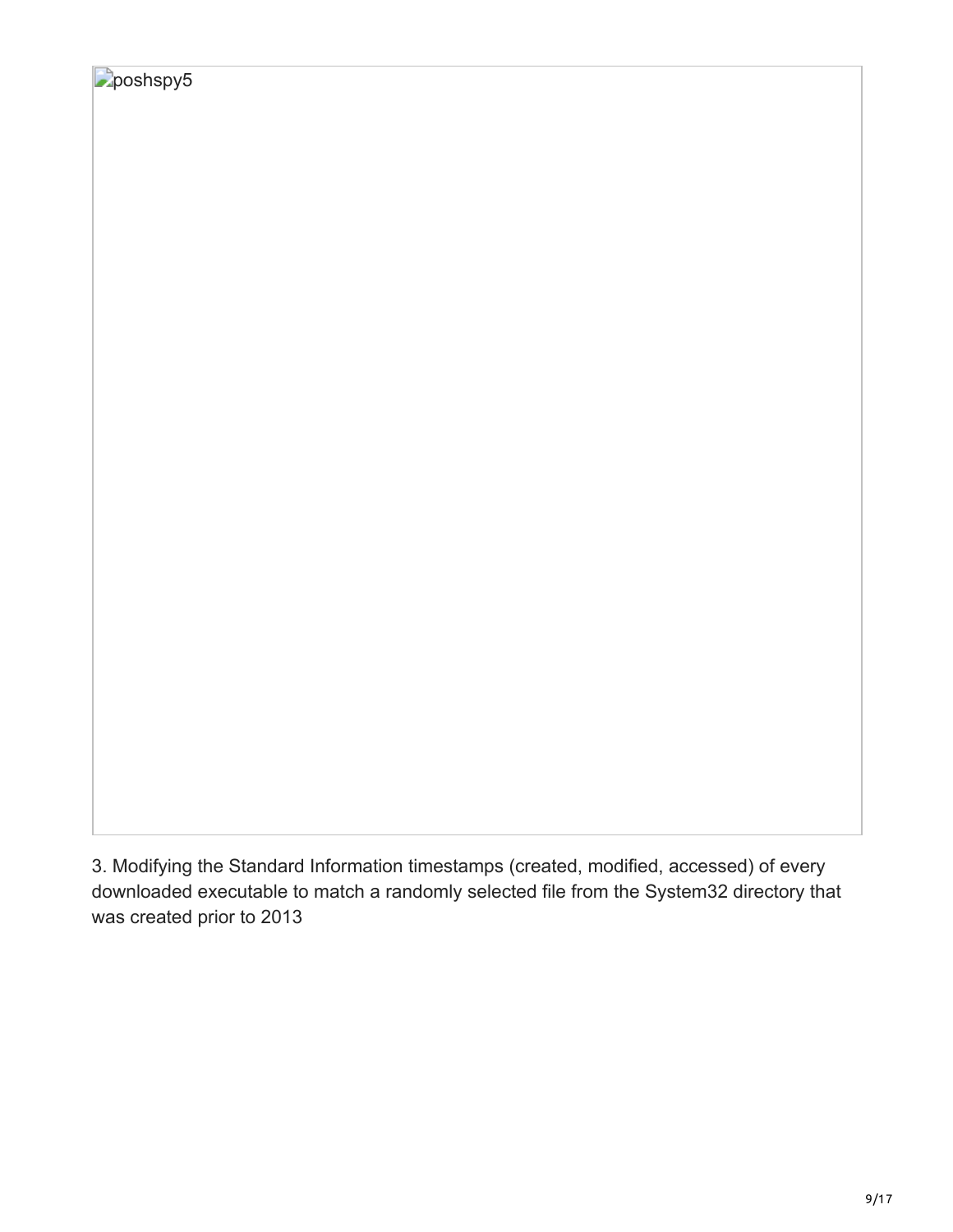poshspy5

3. Modifying the Standard Information timestamps (created, modified, accessed) of every downloaded executable to match a randomly selected file from the System32 directory that was created prior to 2013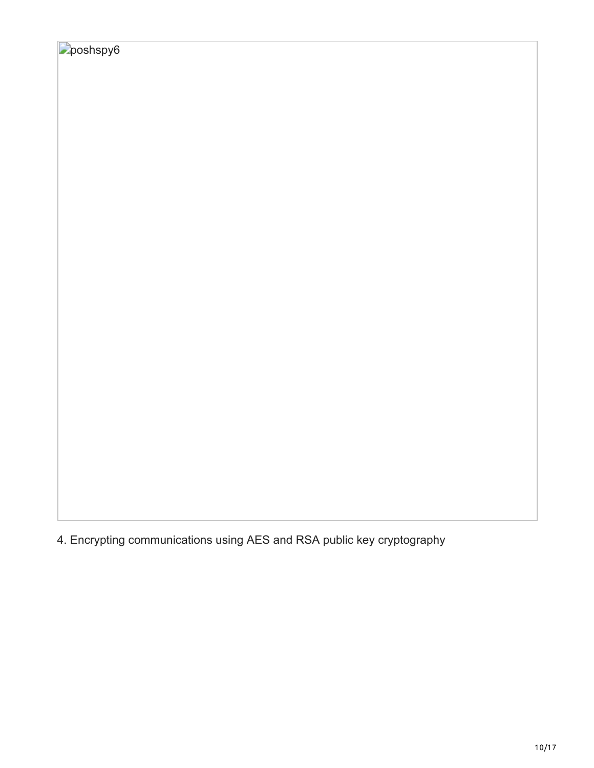poshspy6

4. Encrypting communications using AES and RSA public key cryptography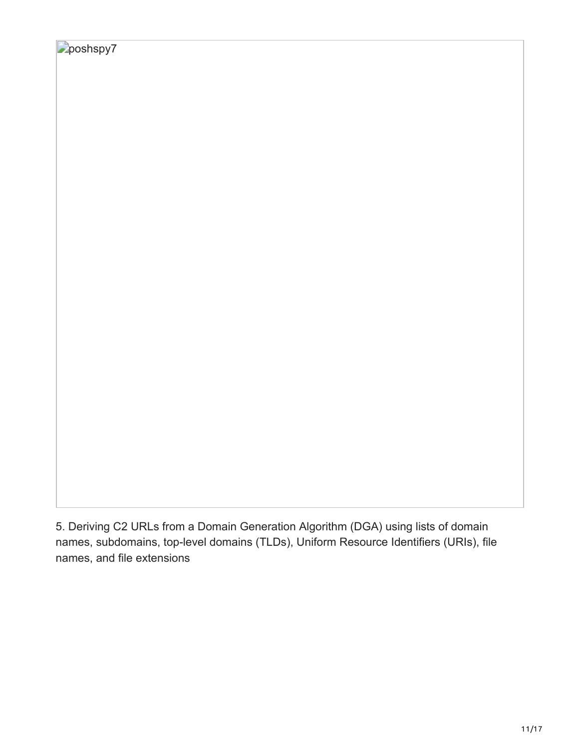poshspy7

5. Deriving C2 URLs from a Domain Generation Algorithm (DGA) using lists of domain names, subdomains, top-level domains (TLDs), Uniform Resource Identifiers (URIs), file names, and file extensions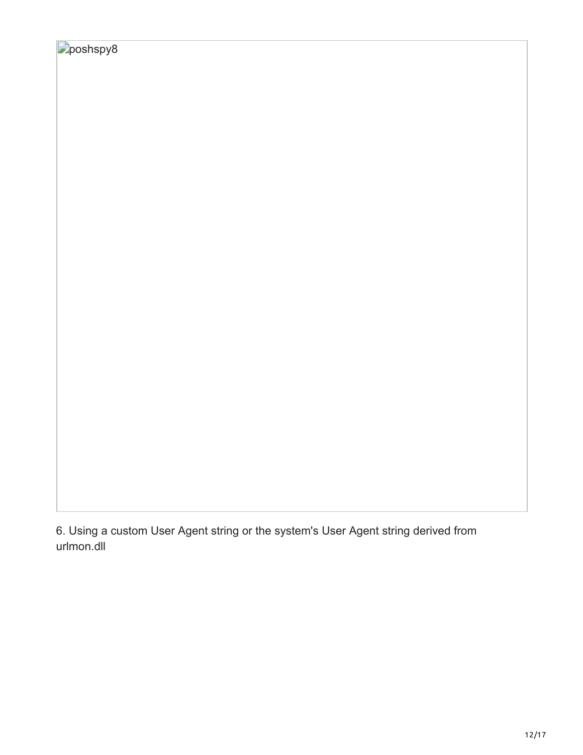poshspy8

6. Using a custom User Agent string or the system's User Agent string derived from urlmon.dll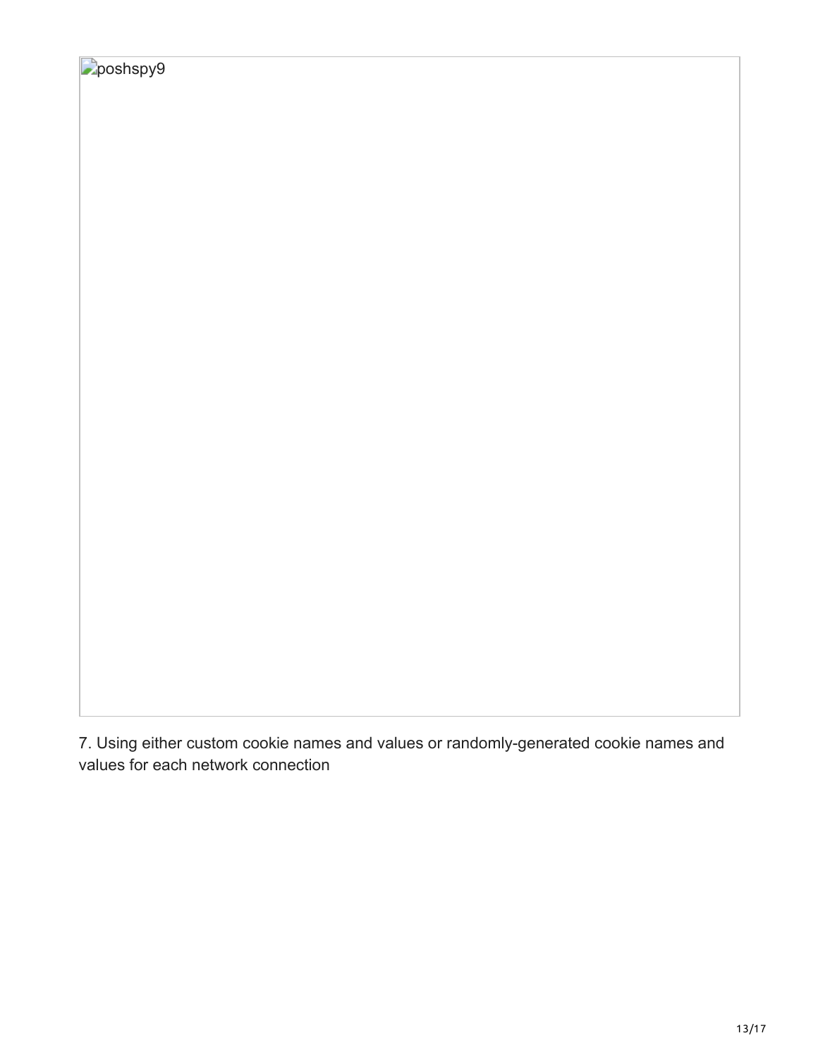poshspy9

7. Using either custom cookie names and values or randomly-generated cookie names and values for each network connection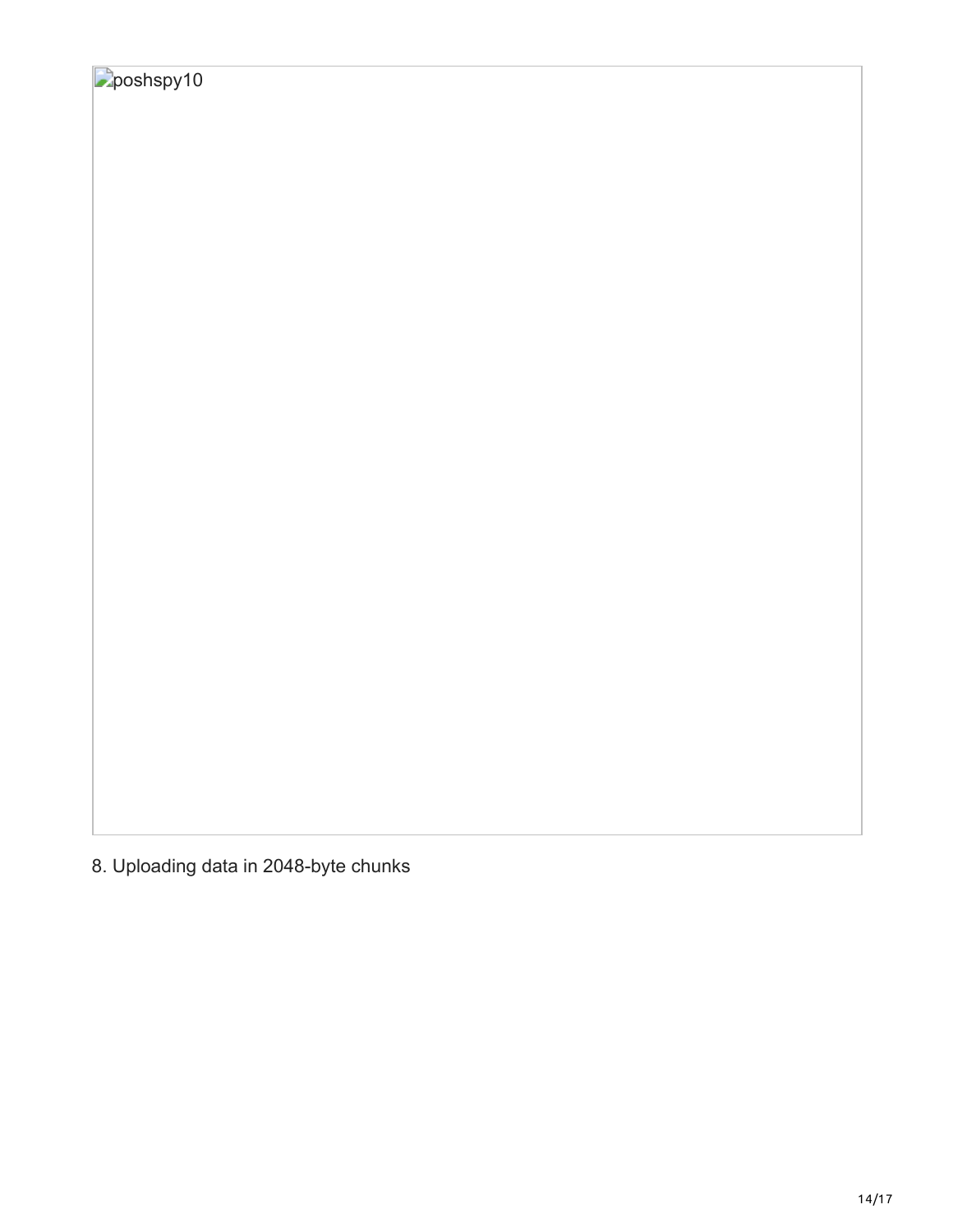poshspy10

8. Uploading data in 2048-byte chunks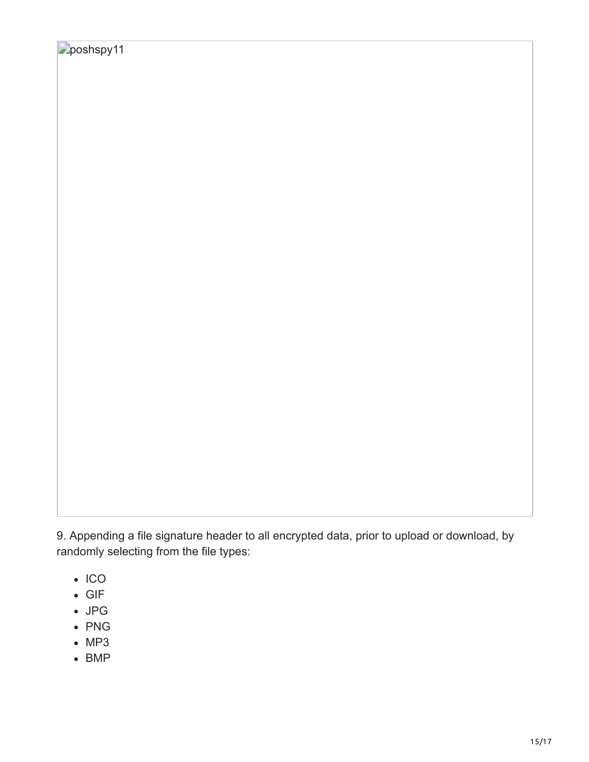poshspy11

9. Appending a file signature header to all encrypted data, prior to upload or download, by randomly selecting from the file types:

- ICO
- GIF
- JPG
- PNG
- MP3
- BMP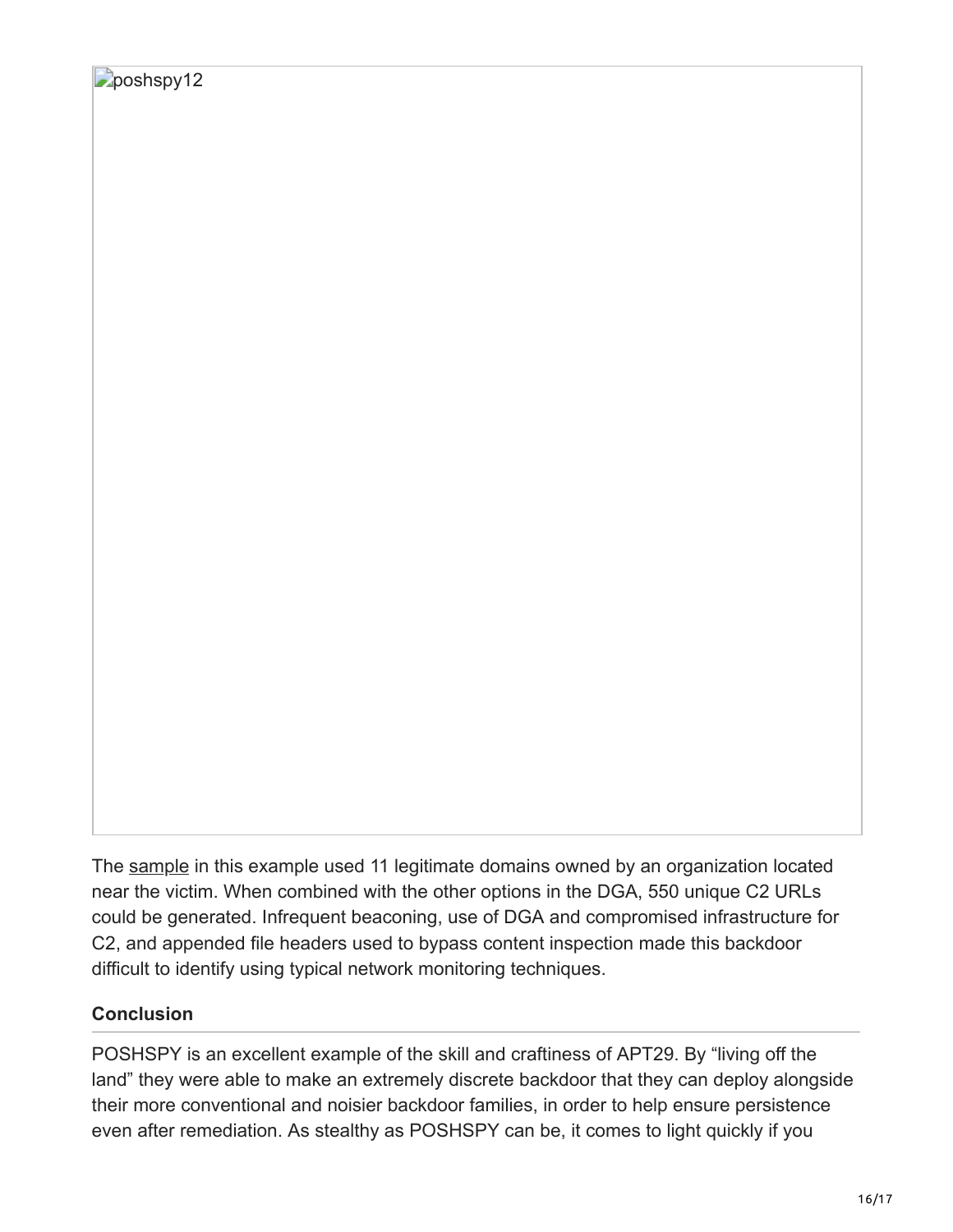poshspy12

The sample in this example used 11 legitimate domains owned by an organization located near the victim. When combined with the other options in the DGA, 550 unique C2 URLs could be generated. Infrequent beaconing, use of DGA and compromised infrastructure for C2, and appended file headers used to bypass content inspection made this backdoor difficult to identify using typical network monitoring techniques.

## Conclusion

POSHSPY is an excellent example of the skill and craftiness of APT29. By "living off the land" they were able to make an extremely discrete backdoor that they can deploy alongside their more conventional and noisier backdoor families, in order to help ensure persistence even after remediation. As stealthy as POSHSPY can be, it comes to light quickly if you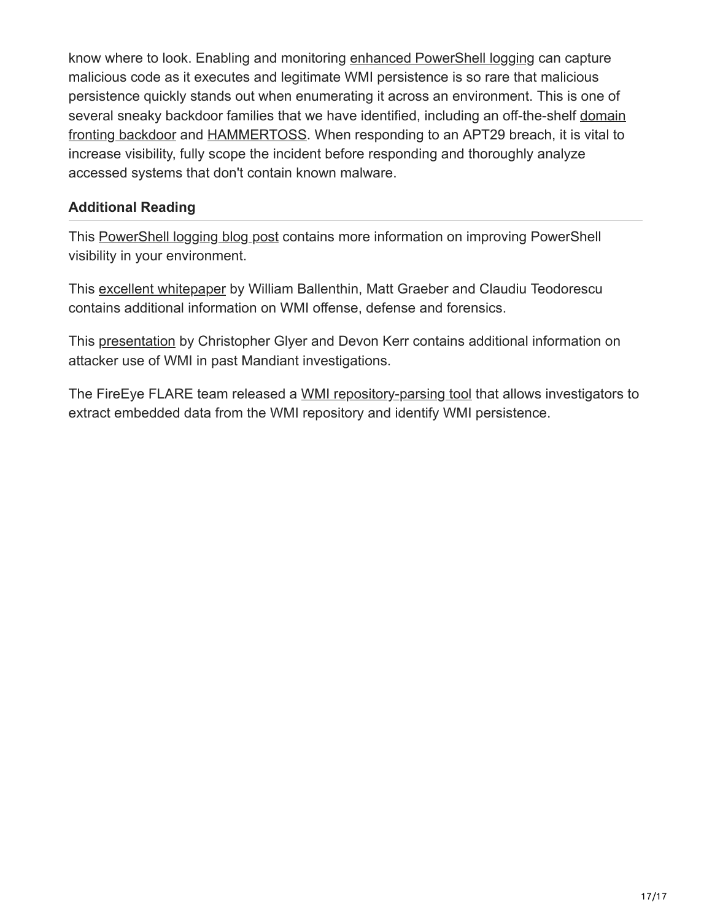know where to look. Enabling and monitoring enhanced PowerShell logging can capture malicious code as it executes and legitimate WMI persistence is so rare that malicious persistence quickly stands out when enumerating it across an environment. This is one of several sneaky backdoor families that we have identified, including an off-the-shelf domain fronting backdoor and HAMMERTOSS. When responding to an APT29 breach, it is vital to increase visibility, fully scope the incident before responding and thoroughly analyze accessed systems that don't contain known malware.

### Additional Reading

This PowerShell logging blog post contains more information on improving PowerShell visibility in your environment.

This excellent whitepaper by William Ballenthin, Matt Graeber and Claudiu Teodorescu contains additional information on WMI offense, defense and forensics.

This presentation by Christopher Glyer and Devon Kerr contains additional information on attacker use of WMI in past Mandiant investigations.

The FireEye FLARE team released a WMI repository-parsing tool that allows investigators to extract embedded data from the WMI repository and identify WMI persistence.